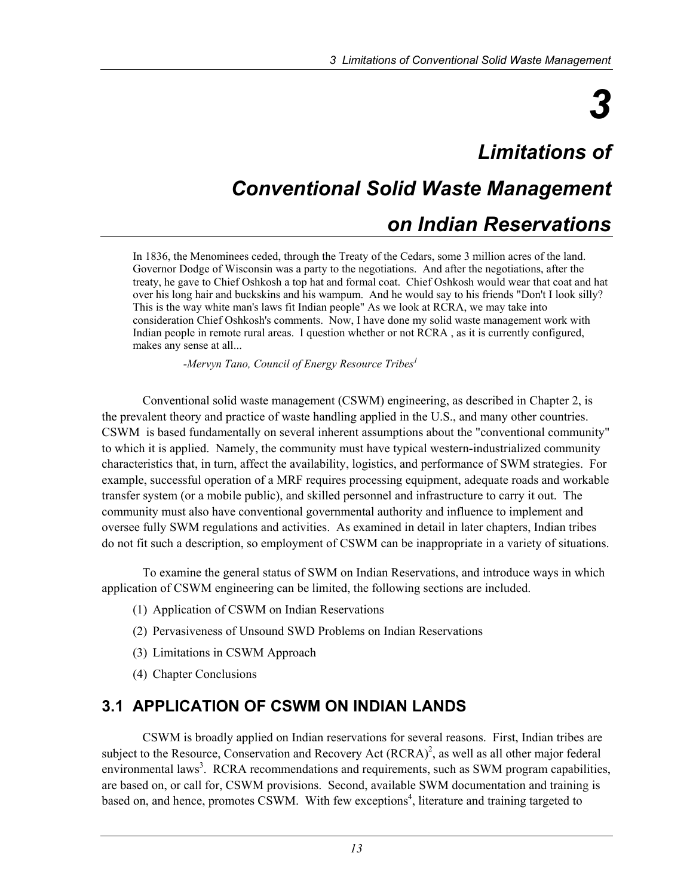# 3

# Limitations of Conventional Solid Waste Management on Indian Reservations

> In 1836, the Menominees ceded, through the Treaty of the Cedars, some 3 million acres of the land. Governor Dodge of Wisconsin was a party to the negotiations. And after the negotiations, after the treaty, he gave to Chief Oshkosh a top hat and formal coat. Chief Oshkosh would wear that coat and hat over his long hair and buckskins and his wampum. And he would say to his friends "Don't I look silly? This is the way white man's laws fit Indian people" As we look at RCRA, we may take into consideration Chief Oshkosh's comments. Now, I have done my solid waste management work with Indian people in remote rural areas. I question whether or not RCRA , as it is currently configured, makes any sense at all...
>
> *-Mervyn Tano, Council of Energy Resource Tribes[1]*

Conventional solid waste management (CSWM) engineering, as described in Chapter 2, is the prevalent theory and practice of waste handling applied in the U.S., and many other countries. CSWM is based fundamentally on several inherent assumptions about the "conventional community" to which it is applied. Namely, the community must have typical western-industrialized community characteristics that, in turn, affect the availability, logistics, and performance of SWM strategies. For example, successful operation of a MRF requires processing equipment, adequate roads and workable transfer system (or a mobile public), and skilled personnel and infrastructure to carry it out. The community must also have conventional governmental authority and influence to implement and oversee fully SWM regulations and activities. As examined in detail in later chapters, Indian tribes do not fit such a description, so employment of CSWM can be inappropriate in a variety of situations.

To examine the general status of SWM on Indian Reservations, and introduce ways in which application of CSWM engineering can be limited, the following sections are included.

(1) Application of CSWM on Indian Reservations

(2) Pervasiveness of Unsound SWD Problems on Indian Reservations

(3) Limitations in CSWM Approach

(4) Chapter Conclusions

## 3.1 APPLICATION OF CSWM ON INDIAN LANDS

CSWM is broadly applied on Indian reservations for several reasons. First, Indian tribes are subject to the Resource, Conservation and Recovery Act (RCRA)[2], as well as all other major federal environmental laws[3]. RCRA recommendations and requirements, such as SWM program capabilities, are based on, or call for, CSWM provisions. Second, available SWM documentation and training is based on, and hence, promotes CSWM. With few exceptions[4], literature and training targeted to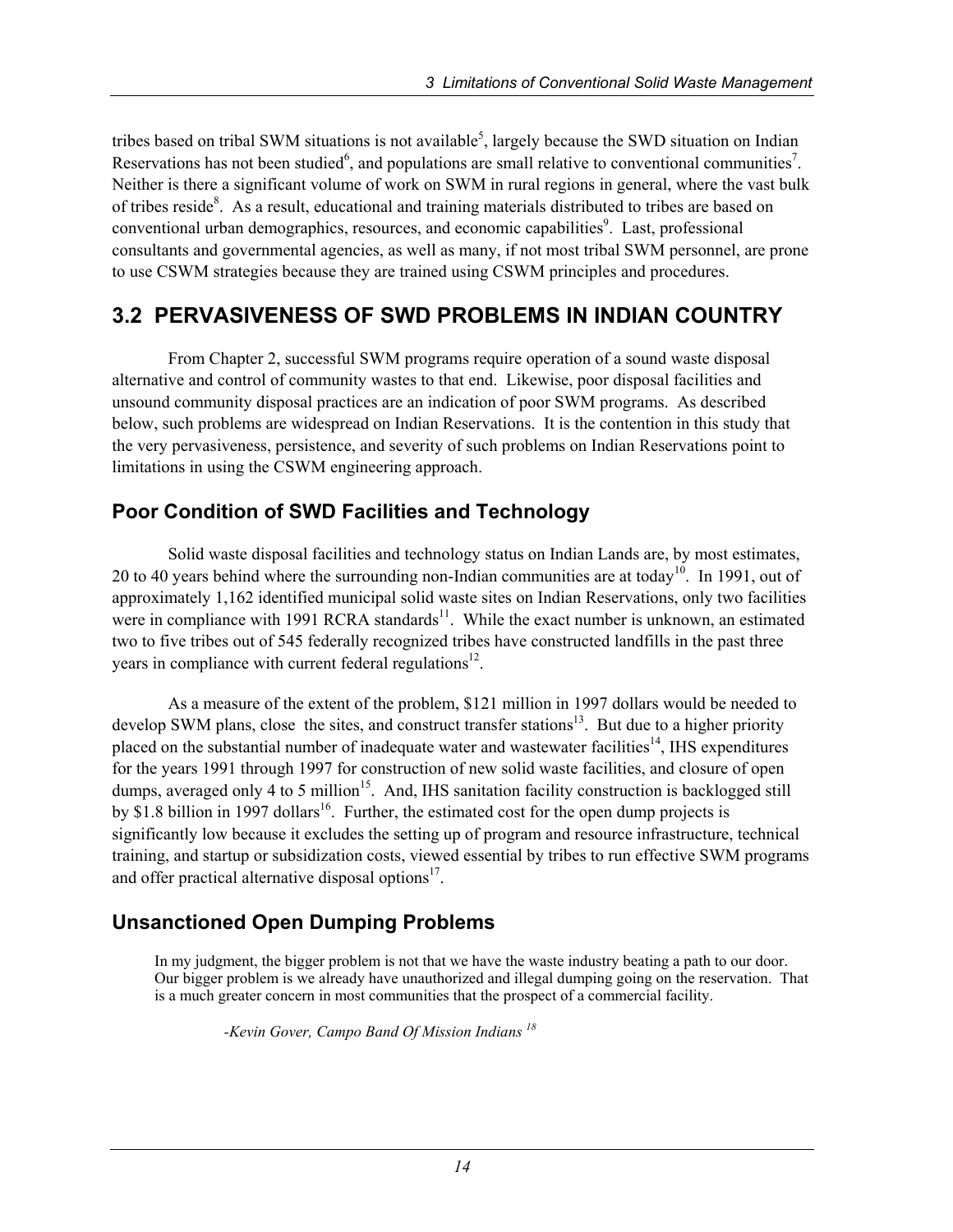tribes based on tribal SWM situations is not available[5], largely because the SWD situation on Indian Reservations has not been studied[6], and populations are small relative to conventional communities[7]. Neither is there a significant volume of work on SWM in rural regions in general, where the vast bulk of tribes reside[8]. As a result, educational and training materials distributed to tribes are based on conventional urban demographics, resources, and economic capabilities[9]. Last, professional consultants and governmental agencies, as well as many, if not most tribal SWM personnel, are prone to use CSWM strategies because they are trained using CSWM principles and procedures.

## 3.2 PERVASIVENESS OF SWD PROBLEMS IN INDIAN COUNTRY

From Chapter 2, successful SWM programs require operation of a sound waste disposal alternative and control of community wastes to that end. Likewise, poor disposal facilities and unsound community disposal practices are an indication of poor SWM programs. As described below, such problems are widespread on Indian Reservations. It is the contention in this study that the very pervasiveness, persistence, and severity of such problems on Indian Reservations point to limitations in using the CSWM engineering approach.

### Poor Condition of SWD Facilities and Technology

Solid waste disposal facilities and technology status on Indian Lands are, by most estimates, 20 to 40 years behind where the surrounding non-Indian communities are at today[10]. In 1991, out of approximately 1,162 identified municipal solid waste sites on Indian Reservations, only two facilities were in compliance with 1991 RCRA standards[11]. While the exact number is unknown, an estimated two to five tribes out of 545 federally recognized tribes have constructed landfills in the past three years in compliance with current federal regulations[12].

As a measure of the extent of the problem, $121 million in 1997 dollars would be needed to develop SWM plans, close the sites, and construct transfer stations[13]. But due to a higher priority placed on the substantial number of inadequate water and wastewater facilities[14], IHS expenditures for the years 1991 through 1997 for construction of new solid waste facilities, and closure of open dumps, averaged only 4 to 5 million[15]. And, IHS sanitation facility construction is backlogged still by $1.8 billion in 1997 dollars[16]. Further, the estimated cost for the open dump projects is significantly low because it excludes the setting up of program and resource infrastructure, technical training, and startup or subsidization costs, viewed essential by tribes to run effective SWM programs and offer practical alternative disposal options[17].

### Unsanctioned Open Dumping Problems

> In my judgment, the bigger problem is not that we have the waste industry beating a path to our door. Our bigger problem is we already have unauthorized and illegal dumping going on the reservation. That is a much greater concern in most communities that the prospect of a commercial facility.
>
> *-Kevin Gover, Campo Band Of Mission Indians [18]*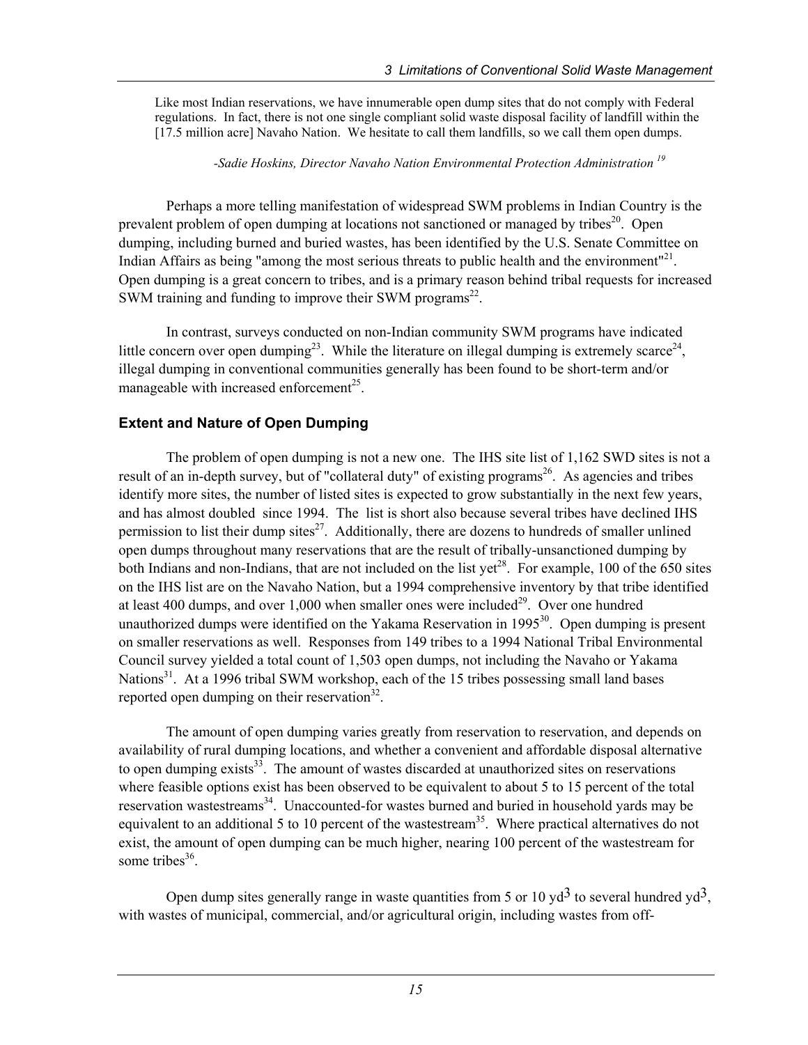> Like most Indian reservations, we have innumerable open dump sites that do not comply with Federal regulations. In fact, there is not one single compliant solid waste disposal facility of landfill within the [17.5 million acre] Navaho Nation. We hesitate to call them landfills, so we call them open dumps.
>
> *-Sadie Hoskins, Director Navaho Nation Environmental Protection Administration* [19]

Perhaps a more telling manifestation of widespread SWM problems in Indian Country is the prevalent problem of open dumping at locations not sanctioned or managed by tribes[20]. Open dumping, including burned and buried wastes, has been identified by the U.S. Senate Committee on Indian Affairs as being "among the most serious threats to public health and the environment"[21]. Open dumping is a great concern to tribes, and is a primary reason behind tribal requests for increased SWM training and funding to improve their SWM programs[22].

In contrast, surveys conducted on non-Indian community SWM programs have indicated little concern over open dumping[23]. While the literature on illegal dumping is extremely scarce[24], illegal dumping in conventional communities generally has been found to be short-term and/or manageable with increased enforcement[25].

### Extent and Nature of Open Dumping

The problem of open dumping is not a new one. The IHS site list of 1,162 SWD sites is not a result of an in-depth survey, but of "collateral duty" of existing programs[26]. As agencies and tribes identify more sites, the number of listed sites is expected to grow substantially in the next few years, and has almost doubled since 1994. The list is short also because several tribes have declined IHS permission to list their dump sites[27]. Additionally, there are dozens to hundreds of smaller unlined open dumps throughout many reservations that are the result of tribally-unsanctioned dumping by both Indians and non-Indians, that are not included on the list yet[28]. For example, 100 of the 650 sites on the IHS list are on the Navaho Nation, but a 1994 comprehensive inventory by that tribe identified at least 400 dumps, and over 1,000 when smaller ones were included[29]. Over one hundred unauthorized dumps were identified on the Yakama Reservation in 1995[30]. Open dumping is present on smaller reservations as well. Responses from 149 tribes to a 1994 National Tribal Environmental Council survey yielded a total count of 1,503 open dumps, not including the Navaho or Yakama Nations[31]. At a 1996 tribal SWM workshop, each of the 15 tribes possessing small land bases reported open dumping on their reservation[32].

The amount of open dumping varies greatly from reservation to reservation, and depends on availability of rural dumping locations, and whether a convenient and affordable disposal alternative to open dumping exists[33]. The amount of wastes discarded at unauthorized sites on reservations where feasible options exist has been observed to be equivalent to about 5 to 15 percent of the total reservation wastestreams[34]. Unaccounted-for wastes burned and buried in household yards may be equivalent to an additional 5 to 10 percent of the wastestream[35]. Where practical alternatives do not exist, the amount of open dumping can be much higher, nearing 100 percent of the wastestream for some tribes[36].

Open dump sites generally range in waste quantities from 5 or 10 $yd^3$ to several hundred $yd^3$, with wastes of municipal, commercial, and/or agricultural origin, including wastes from off-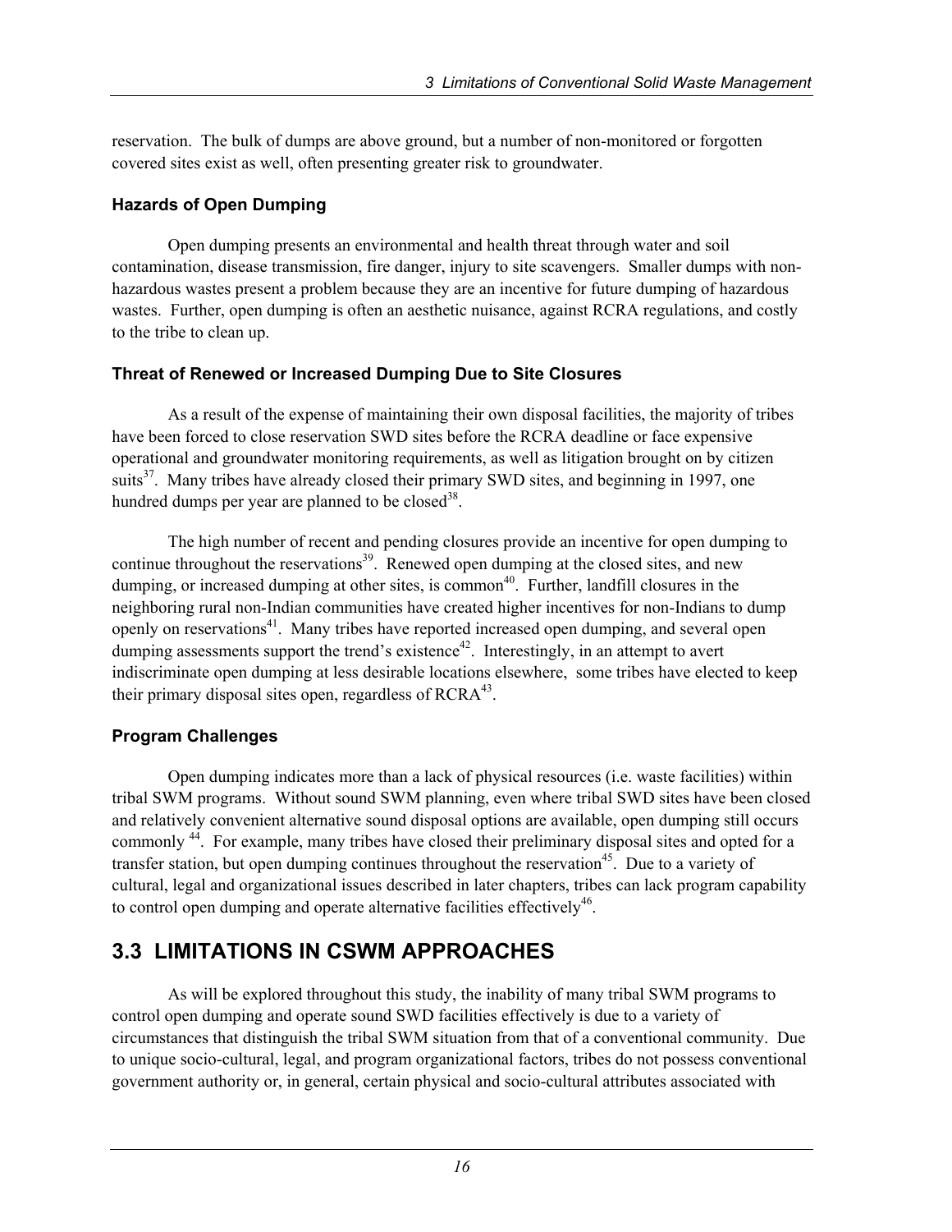reservation. The bulk of dumps are above ground, but a number of non-monitored or forgotten covered sites exist as well, often presenting greater risk to groundwater.

### Hazards of Open Dumping

Open dumping presents an environmental and health threat through water and soil contamination, disease transmission, fire danger, injury to site scavengers. Smaller dumps with non-hazardous wastes present a problem because they are an incentive for future dumping of hazardous wastes. Further, open dumping is often an aesthetic nuisance, against RCRA regulations, and costly to the tribe to clean up.

### Threat of Renewed or Increased Dumping Due to Site Closures

As a result of the expense of maintaining their own disposal facilities, the majority of tribes have been forced to close reservation SWD sites before the RCRA deadline or face expensive operational and groundwater monitoring requirements, as well as litigation brought on by citizen suits[37]. Many tribes have already closed their primary SWD sites, and beginning in 1997, one hundred dumps per year are planned to be closed[38].

The high number of recent and pending closures provide an incentive for open dumping to continue throughout the reservations[39]. Renewed open dumping at the closed sites, and new dumping, or increased dumping at other sites, is common[40]. Further, landfill closures in the neighboring rural non-Indian communities have created higher incentives for non-Indians to dump openly on reservations[41]. Many tribes have reported increased open dumping, and several open dumping assessments support the trend's existence[42]. Interestingly, in an attempt to avert indiscriminate open dumping at less desirable locations elsewhere, some tribes have elected to keep their primary disposal sites open, regardless of RCRA[43].

### Program Challenges

Open dumping indicates more than a lack of physical resources (i.e. waste facilities) within tribal SWM programs. Without sound SWM planning, even where tribal SWD sites have been closed and relatively convenient alternative sound disposal options are available, open dumping still occurs commonly [44]. For example, many tribes have closed their preliminary disposal sites and opted for a transfer station, but open dumping continues throughout the reservation[45]. Due to a variety of cultural, legal and organizational issues described in later chapters, tribes can lack program capability to control open dumping and operate alternative facilities effectively[46].

## 3.3 LIMITATIONS IN CSWM APPROACHES

As will be explored throughout this study, the inability of many tribal SWM programs to control open dumping and operate sound SWD facilities effectively is due to a variety of circumstances that distinguish the tribal SWM situation from that of a conventional community. Due to unique socio-cultural, legal, and program organizational factors, tribes do not possess conventional government authority or, in general, certain physical and socio-cultural attributes associated with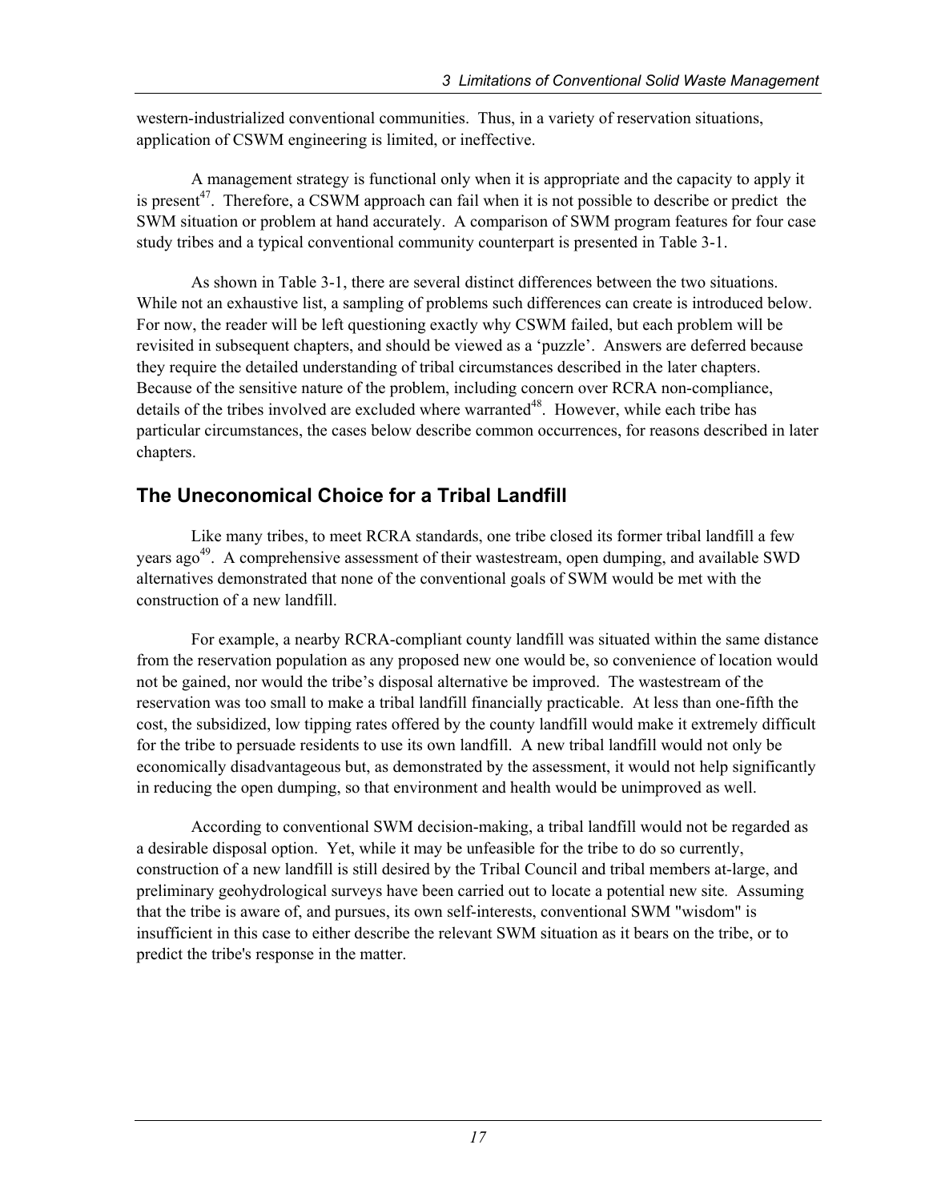western-industrialized conventional communities. Thus, in a variety of reservation situations, application of CSWM engineering is limited, or ineffective.

A management strategy is functional only when it is appropriate and the capacity to apply it is present[47]. Therefore, a CSWM approach can fail when it is not possible to describe or predict the SWM situation or problem at hand accurately. A comparison of SWM program features for four case study tribes and a typical conventional community counterpart is presented in Table 3-1.

As shown in Table 3-1, there are several distinct differences between the two situations. While not an exhaustive list, a sampling of problems such differences can create is introduced below. For now, the reader will be left questioning exactly why CSWM failed, but each problem will be revisited in subsequent chapters, and should be viewed as a 'puzzle'. Answers are deferred because they require the detailed understanding of tribal circumstances described in the later chapters. Because of the sensitive nature of the problem, including concern over RCRA non-compliance, details of the tribes involved are excluded where warranted[48]. However, while each tribe has particular circumstances, the cases below describe common occurrences, for reasons described in later chapters.

## The Uneconomical Choice for a Tribal Landfill

Like many tribes, to meet RCRA standards, one tribe closed its former tribal landfill a few years ago[49]. A comprehensive assessment of their wastestream, open dumping, and available SWD alternatives demonstrated that none of the conventional goals of SWM would be met with the construction of a new landfill.

For example, a nearby RCRA-compliant county landfill was situated within the same distance from the reservation population as any proposed new one would be, so convenience of location would not be gained, nor would the tribe's disposal alternative be improved. The wastestream of the reservation was too small to make a tribal landfill financially practicable. At less than one-fifth the cost, the subsidized, low tipping rates offered by the county landfill would make it extremely difficult for the tribe to persuade residents to use its own landfill. A new tribal landfill would not only be economically disadvantageous but, as demonstrated by the assessment, it would not help significantly in reducing the open dumping, so that environment and health would be unimproved as well.

According to conventional SWM decision-making, a tribal landfill would not be regarded as a desirable disposal option. Yet, while it may be unfeasible for the tribe to do so currently, construction of a new landfill is still desired by the Tribal Council and tribal members at-large, and preliminary geohydrological surveys have been carried out to locate a potential new site. Assuming that the tribe is aware of, and pursues, its own self-interests, conventional SWM "wisdom" is insufficient in this case to either describe the relevant SWM situation as it bears on the tribe, or to predict the tribe's response in the matter.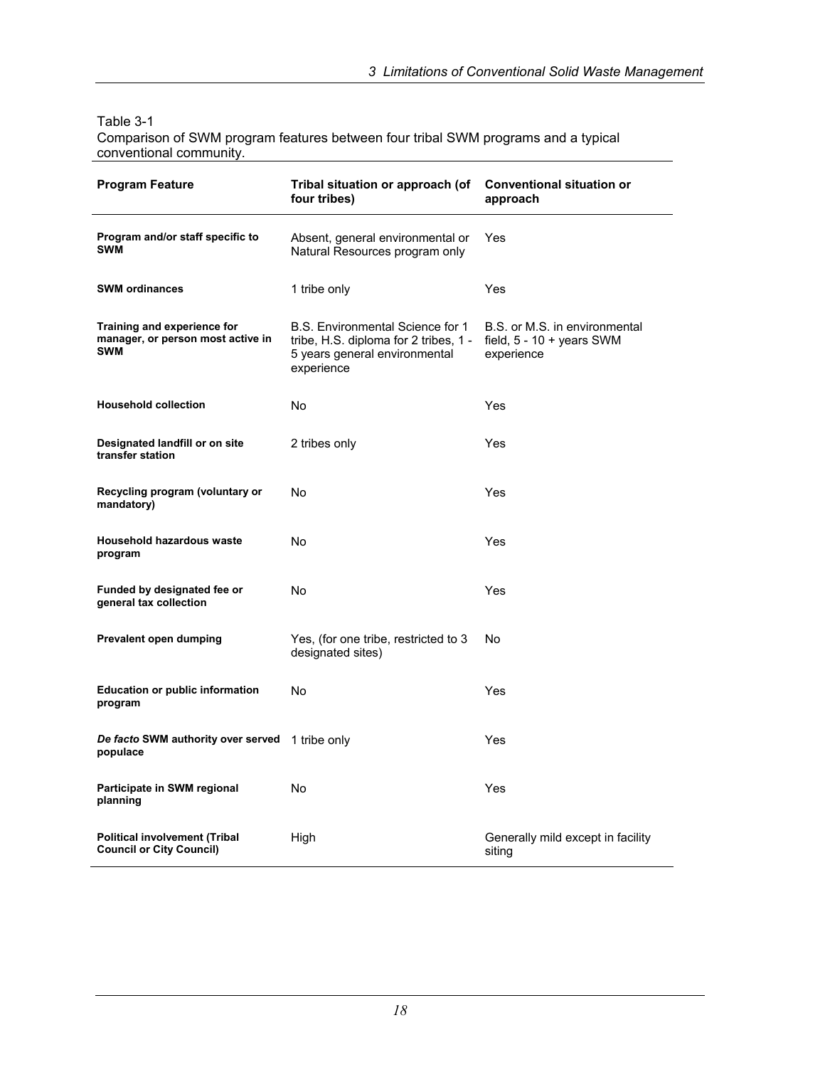Table 3-1
Comparison of SWM program features between four tribal SWM programs and a typical conventional community.

| Program Feature | Tribal situation or approach (of four tribes) | Conventional situation or approach |
|---|---|---|
| **Program and/or staff specific to SWM** | Absent, general environmental or Natural Resources program only | Yes |
| **SWM ordinances** | 1 tribe only | Yes |
| **Training and experience for manager, or person most active in SWM** | B.S. Environmental Science for 1 tribe, H.S. diploma for 2 tribes, 1 - 5 years general environmental experience | B.S. or M.S. in environmental field, 5 - 10 + years SWM experience |
| **Household collection** | No | Yes |
| **Designated landfill or on site transfer station** | 2 tribes only | Yes |
| **Recycling program (voluntary or mandatory)** | No | Yes |
| **Household hazardous waste program** | No | Yes |
| **Funded by designated fee or general tax collection** | No | Yes |
| **Prevalent open dumping** | Yes, (for one tribe, restricted to 3 designated sites) | No |
| **Education or public information program** | No | Yes |
| ***De facto* SWM authority over served populace** | 1 tribe only | Yes |
| **Participate in SWM regional planning** | No | Yes |
| **Political involvement (Tribal Council or City Council)** | High | Generally mild except in facility siting |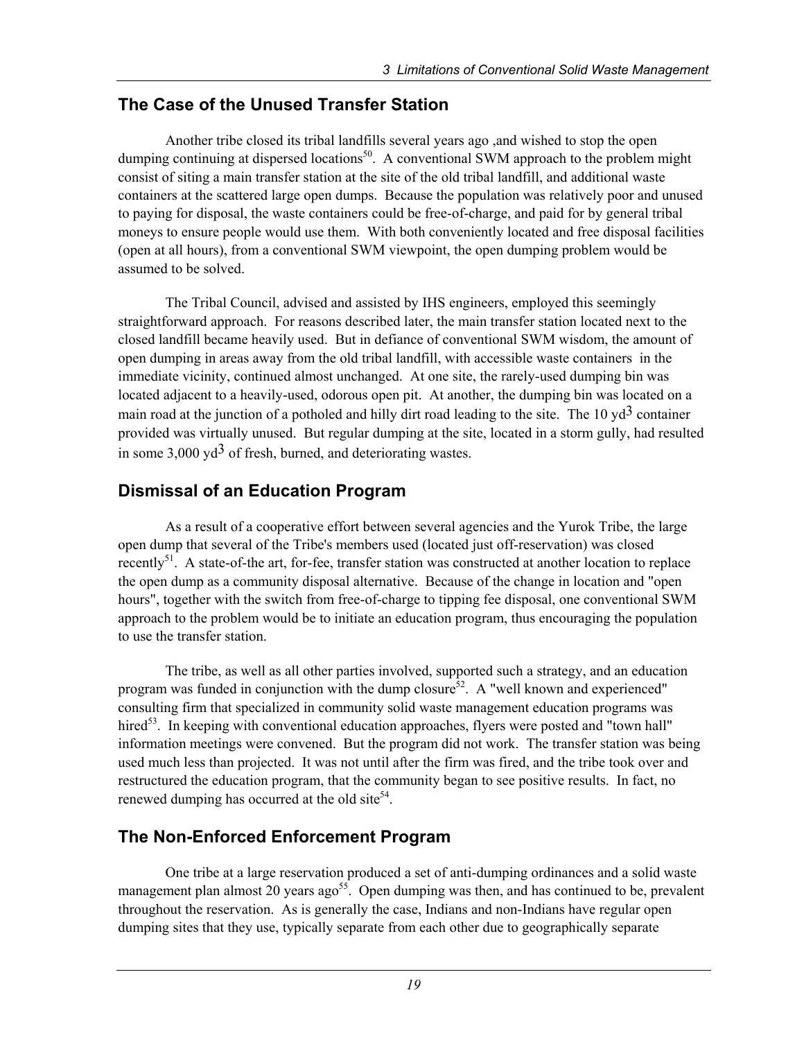## The Case of the Unused Transfer Station

Another tribe closed its tribal landfills several years ago ,and wished to stop the open dumping continuing at dispersed locations[50]. A conventional SWM approach to the problem might consist of siting a main transfer station at the site of the old tribal landfill, and additional waste containers at the scattered large open dumps. Because the population was relatively poor and unused to paying for disposal, the waste containers could be free-of-charge, and paid for by general tribal moneys to ensure people would use them. With both conveniently located and free disposal facilities (open at all hours), from a conventional SWM viewpoint, the open dumping problem would be assumed to be solved.

The Tribal Council, advised and assisted by IHS engineers, employed this seemingly straightforward approach. For reasons described later, the main transfer station located next to the closed landfill became heavily used. But in defiance of conventional SWM wisdom, the amount of open dumping in areas away from the old tribal landfill, with accessible waste containers in the immediate vicinity, continued almost unchanged. At one site, the rarely-used dumping bin was located adjacent to a heavily-used, odorous open pit. At another, the dumping bin was located on a main road at the junction of a potholed and hilly dirt road leading to the site. The 10 $yd^3$ container provided was virtually unused. But regular dumping at the site, located in a storm gully, had resulted in some 3,000 $yd^3$ of fresh, burned, and deteriorating wastes.

## Dismissal of an Education Program

As a result of a cooperative effort between several agencies and the Yurok Tribe, the large open dump that several of the Tribe's members used (located just off-reservation) was closed recently[51]. A state-of-the art, for-fee, transfer station was constructed at another location to replace the open dump as a community disposal alternative. Because of the change in location and "open hours", together with the switch from free-of-charge to tipping fee disposal, one conventional SWM approach to the problem would be to initiate an education program, thus encouraging the population to use the transfer station.

The tribe, as well as all other parties involved, supported such a strategy, and an education program was funded in conjunction with the dump closure[52]. A "well known and experienced" consulting firm that specialized in community solid waste management education programs was hired[53]. In keeping with conventional education approaches, flyers were posted and "town hall" information meetings were convened. But the program did not work. The transfer station was being used much less than projected. It was not until after the firm was fired, and the tribe took over and restructured the education program, that the community began to see positive results. In fact, no renewed dumping has occurred at the old site[54].

## The Non-Enforced Enforcement Program

One tribe at a large reservation produced a set of anti-dumping ordinances and a solid waste management plan almost 20 years ago[55]. Open dumping was then, and has continued to be, prevalent throughout the reservation. As is generally the case, Indians and non-Indians have regular open dumping sites that they use, typically separate from each other due to geographically separate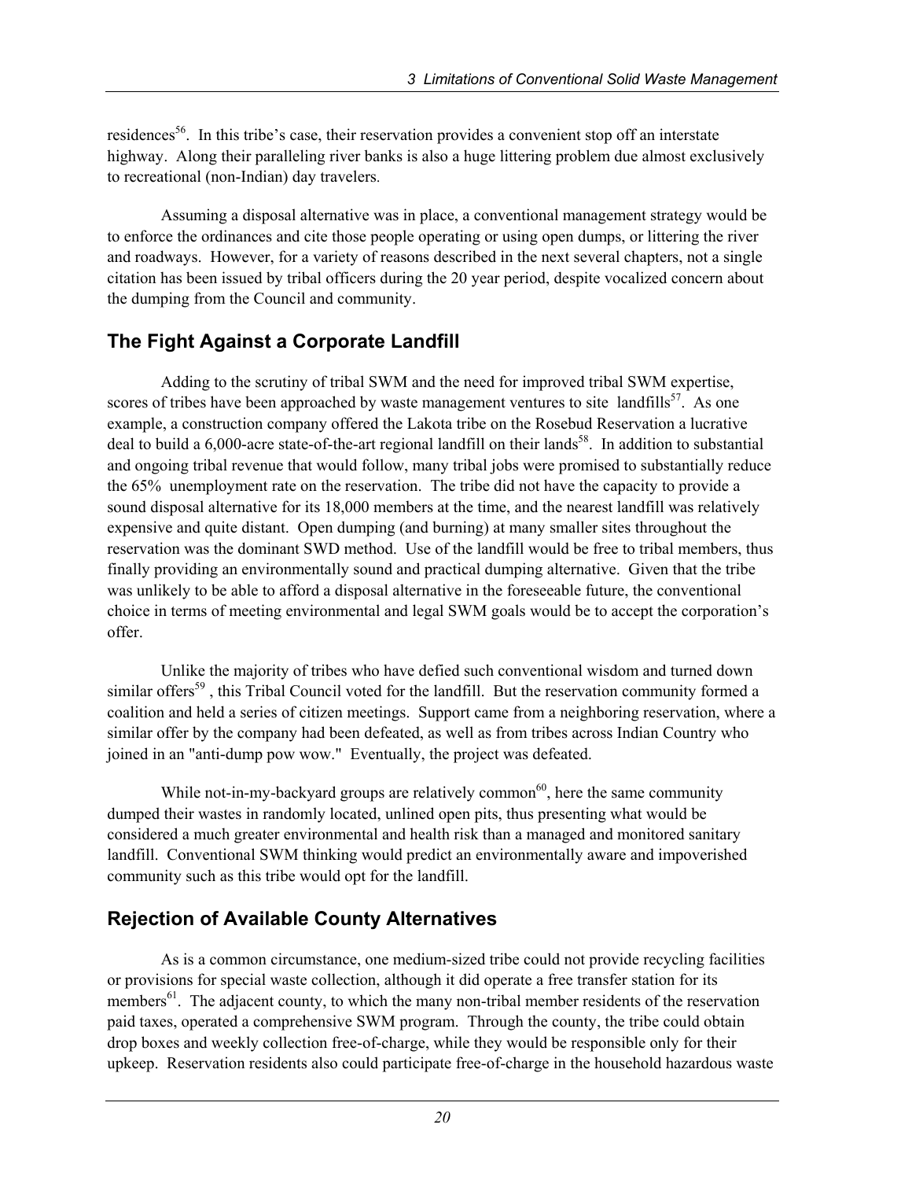residences[56]. In this tribe's case, their reservation provides a convenient stop off an interstate highway. Along their paralleling river banks is also a huge littering problem due almost exclusively to recreational (non-Indian) day travelers.

Assuming a disposal alternative was in place, a conventional management strategy would be to enforce the ordinances and cite those people operating or using open dumps, or littering the river and roadways. However, for a variety of reasons described in the next several chapters, not a single citation has been issued by tribal officers during the 20 year period, despite vocalized concern about the dumping from the Council and community.

## The Fight Against a Corporate Landfill

Adding to the scrutiny of tribal SWM and the need for improved tribal SWM expertise, scores of tribes have been approached by waste management ventures to site landfills[57]. As one example, a construction company offered the Lakota tribe on the Rosebud Reservation a lucrative deal to build a 6,000-acre state-of-the-art regional landfill on their lands[58]. In addition to substantial and ongoing tribal revenue that would follow, many tribal jobs were promised to substantially reduce the 65% unemployment rate on the reservation. The tribe did not have the capacity to provide a sound disposal alternative for its 18,000 members at the time, and the nearest landfill was relatively expensive and quite distant. Open dumping (and burning) at many smaller sites throughout the reservation was the dominant SWD method. Use of the landfill would be free to tribal members, thus finally providing an environmentally sound and practical dumping alternative. Given that the tribe was unlikely to be able to afford a disposal alternative in the foreseeable future, the conventional choice in terms of meeting environmental and legal SWM goals would be to accept the corporation's offer.

Unlike the majority of tribes who have defied such conventional wisdom and turned down similar offers[59], this Tribal Council voted for the landfill. But the reservation community formed a coalition and held a series of citizen meetings. Support came from a neighboring reservation, where a similar offer by the company had been defeated, as well as from tribes across Indian Country who joined in an "anti-dump pow wow." Eventually, the project was defeated.

While not-in-my-backyard groups are relatively common[60], here the same community dumped their wastes in randomly located, unlined open pits, thus presenting what would be considered a much greater environmental and health risk than a managed and monitored sanitary landfill. Conventional SWM thinking would predict an environmentally aware and impoverished community such as this tribe would opt for the landfill.

## Rejection of Available County Alternatives

As is a common circumstance, one medium-sized tribe could not provide recycling facilities or provisions for special waste collection, although it did operate a free transfer station for its members[61]. The adjacent county, to which the many non-tribal member residents of the reservation paid taxes, operated a comprehensive SWM program. Through the county, the tribe could obtain drop boxes and weekly collection free-of-charge, while they would be responsible only for their upkeep. Reservation residents also could participate free-of-charge in the household hazardous waste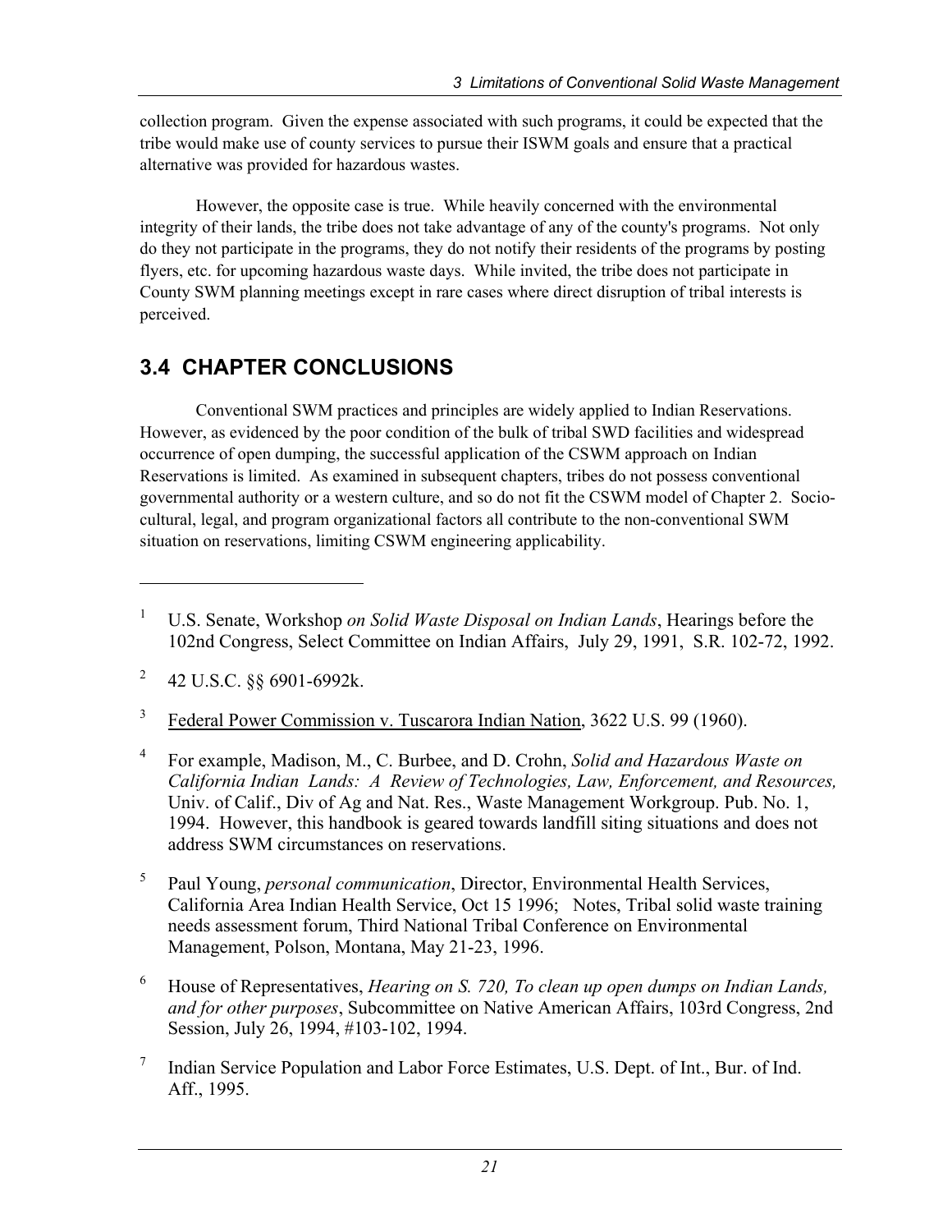collection program. Given the expense associated with such programs, it could be expected that the tribe would make use of county services to pursue their ISWM goals and ensure that a practical alternative was provided for hazardous wastes.

However, the opposite case is true. While heavily concerned with the environmental integrity of their lands, the tribe does not take advantage of any of the county's programs. Not only do they not participate in the programs, they do not notify their residents of the programs by posting flyers, etc. for upcoming hazardous waste days. While invited, the tribe does not participate in County SWM planning meetings except in rare cases where direct disruption of tribal interests is perceived.

## 3.4 CHAPTER CONCLUSIONS

Conventional SWM practices and principles are widely applied to Indian Reservations. However, as evidenced by the poor condition of the bulk of tribal SWD facilities and widespread occurrence of open dumping, the successful application of the CSWM approach on Indian Reservations is limited. As examined in subsequent chapters, tribes do not possess conventional governmental authority or a western culture, and so do not fit the CSWM model of Chapter 2. Socio-cultural, legal, and program organizational factors all contribute to the non-conventional SWM situation on reservations, limiting CSWM engineering applicability.

---

[1] U.S. Senate, Workshop *on Solid Waste Disposal on Indian Lands*, Hearings before the 102nd Congress, Select Committee on Indian Affairs, July 29, 1991, S.R. 102-72, 1992.

[2] 42 U.S.C. §§ 6901-6992k.

[3] Federal Power Commission v. Tuscarora Indian Nation, 3622 U.S. 99 (1960).

[4] For example, Madison, M., C. Burbee, and D. Crohn, *Solid and Hazardous Waste on California Indian Lands: A Review of Technologies, Law, Enforcement, and Resources,* Univ. of Calif., Div of Ag and Nat. Res., Waste Management Workgroup. Pub. No. 1, 1994. However, this handbook is geared towards landfill siting situations and does not address SWM circumstances on reservations.

[5] Paul Young, *personal communication*, Director, Environmental Health Services, California Area Indian Health Service, Oct 15 1996; Notes, Tribal solid waste training needs assessment forum, Third National Tribal Conference on Environmental Management, Polson, Montana, May 21-23, 1996.

[6] House of Representatives, *Hearing on S. 720, To clean up open dumps on Indian Lands, and for other purposes*, Subcommittee on Native American Affairs, 103rd Congress, 2nd Session, July 26, 1994, #103-102, 1994.

[7] Indian Service Population and Labor Force Estimates, U.S. Dept. of Int., Bur. of Ind. Aff., 1995.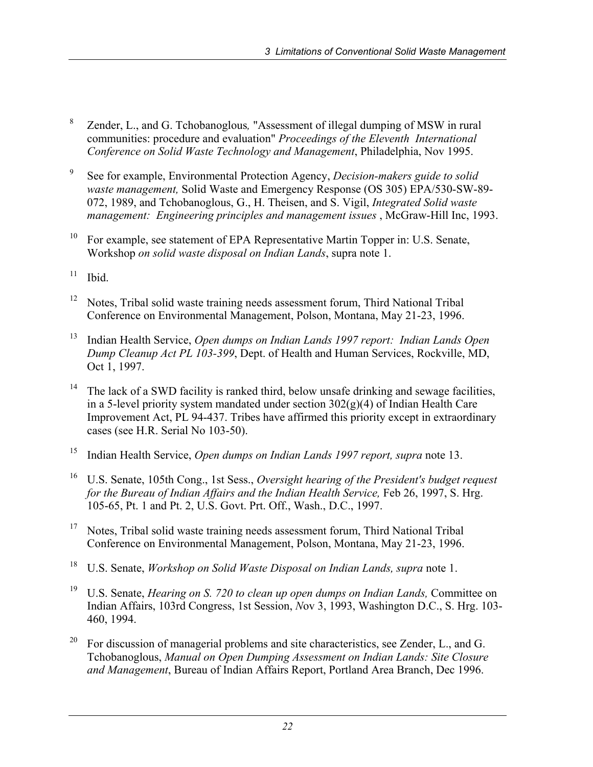[8] Zender, L., and G. Tchobanoglous, "Assessment of illegal dumping of MSW in rural communities: procedure and evaluation" *Proceedings of the Eleventh International Conference on Solid Waste Technology and Management*, Philadelphia, Nov 1995.

[9] See for example, Environmental Protection Agency, *Decision-makers guide to solid waste management,* Solid Waste and Emergency Response (OS 305) EPA/530-SW-89-072, 1989, and Tchobanoglous, G., H. Theisen, and S. Vigil, *Integrated Solid waste management: Engineering principles and management issues* , McGraw-Hill Inc, 1993.

[10] For example, see statement of EPA Representative Martin Topper in: U.S. Senate, Workshop *on solid waste disposal on Indian Lands*, supra note 1.

[11] Ibid.

[12] Notes, Tribal solid waste training needs assessment forum, Third National Tribal Conference on Environmental Management, Polson, Montana, May 21-23, 1996.

[13] Indian Health Service, *Open dumps on Indian Lands 1997 report: Indian Lands Open Dump Cleanup Act PL 103-399*, Dept. of Health and Human Services, Rockville, MD, Oct 1, 1997.

[14] The lack of a SWD facility is ranked third, below unsafe drinking and sewage facilities, in a 5-level priority system mandated under section 302(g)(4) of Indian Health Care Improvement Act, PL 94-437. Tribes have affirmed this priority except in extraordinary cases (see H.R. Serial No 103-50).

[15] Indian Health Service, *Open dumps on Indian Lands 1997 report, supra* note 13.

[16] U.S. Senate, 105th Cong., 1st Sess., *Oversight hearing of the President's budget request for the Bureau of Indian Affairs and the Indian Health Service,* Feb 26, 1997, S. Hrg. 105-65, Pt. 1 and Pt. 2, U.S. Govt. Prt. Off., Wash., D.C., 1997.

[17] Notes, Tribal solid waste training needs assessment forum, Third National Tribal Conference on Environmental Management, Polson, Montana, May 21-23, 1996.

[18] U.S. Senate, *Workshop on Solid Waste Disposal on Indian Lands, supra* note 1.

[19] U.S. Senate, *Hearing on S. 720 to clean up open dumps on Indian Lands,* Committee on Indian Affairs, 103rd Congress, 1st Session, *N*ov 3, 1993, Washington D.C., S. Hrg. 103-460, 1994.

[20] For discussion of managerial problems and site characteristics, see Zender, L., and G. Tchobanoglous, *Manual on Open Dumping Assessment on Indian Lands: Site Closure and Management*, Bureau of Indian Affairs Report, Portland Area Branch, Dec 1996.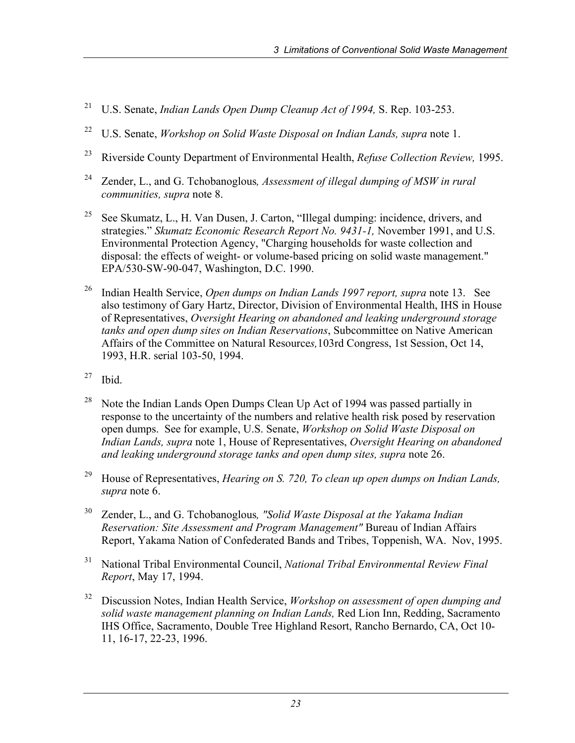[21] U.S. Senate, *Indian Lands Open Dump Cleanup Act of 1994,* S. Rep. 103-253.

[22] U.S. Senate, *Workshop on Solid Waste Disposal on Indian Lands, supra* note 1.

[23] Riverside County Department of Environmental Health, *Refuse Collection Review,* 1995.

[24] Zender, L., and G. Tchobanoglous*, Assessment of illegal dumping of MSW in rural communities, supra* note 8.

[25] See Skumatz, L., H. Van Dusen, J. Carton, "Illegal dumping: incidence, drivers, and strategies." *Skumatz Economic Research Report No. 9431-1,* November 1991, and U.S. Environmental Protection Agency, "Charging households for waste collection and disposal: the effects of weight- or volume-based pricing on solid waste management." EPA/530-SW-90-047, Washington, D.C. 1990.

[26] Indian Health Service, *Open dumps on Indian Lands 1997 report, supra* note 13. See also testimony of Gary Hartz, Director, Division of Environmental Health, IHS in House of Representatives, *Oversight Hearing on abandoned and leaking underground storage tanks and open dump sites on Indian Reservations*, Subcommittee on Native American Affairs of the Committee on Natural Resource*s,*103rd Congress, 1st Session, Oct 14, 1993, H.R. serial 103-50, 1994.

[27] Ibid.

[28] Note the Indian Lands Open Dumps Clean Up Act of 1994 was passed partially in response to the uncertainty of the numbers and relative health risk posed by reservation open dumps. See for example, U.S. Senate, *Workshop on Solid Waste Disposal on Indian Lands, supra* note 1, House of Representatives, *Oversight Hearing on abandoned and leaking underground storage tanks and open dump sites, supra* note 26.

[29] House of Representatives, *Hearing on S. 720, To clean up open dumps on Indian Lands, supra* note 6.

[30] Zender, L., and G. Tchobanoglous*, "Solid Waste Disposal at the Yakama Indian Reservation: Site Assessment and Program Management"* Bureau of Indian Affairs Report, Yakama Nation of Confederated Bands and Tribes, Toppenish, WA. Nov, 1995.

[31] National Tribal Environmental Council, *National Tribal Environmental Review Final Report*, May 17, 1994.

[32] Discussion Notes, Indian Health Service, *Workshop on assessment of open dumping and solid waste management planning on Indian Lands,* Red Lion Inn, Redding, Sacramento IHS Office, Sacramento, Double Tree Highland Resort, Rancho Bernardo, CA, Oct 10-11, 16-17, 22-23, 1996.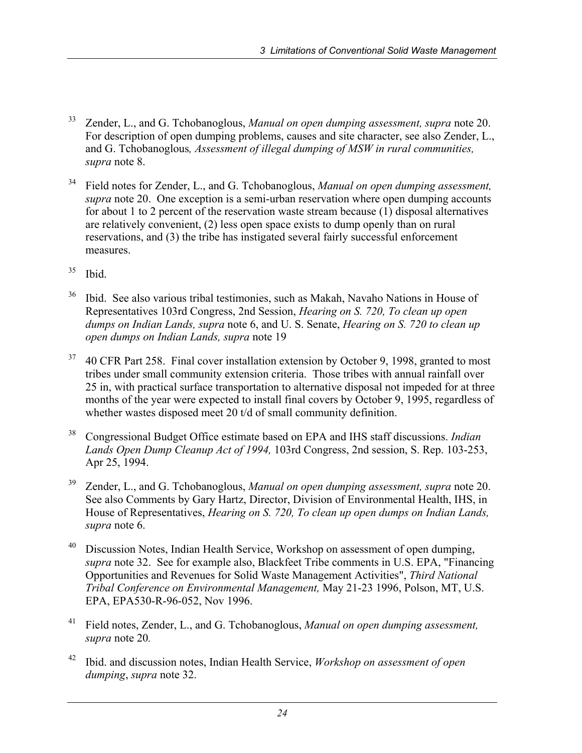[33] Zender, L., and G. Tchobanoglous, *Manual on open dumping assessment, supra* note 20. For description of open dumping problems, causes and site character, see also Zender, L., and G. Tchobanoglous*, Assessment of illegal dumping of MSW in rural communities, supra* note 8.

[34] Field notes for Zender, L., and G. Tchobanoglous, *Manual on open dumping assessment, supra* note 20. One exception is a semi-urban reservation where open dumping accounts for about 1 to 2 percent of the reservation waste stream because (1) disposal alternatives are relatively convenient, (2) less open space exists to dump openly than on rural reservations, and (3) the tribe has instigated several fairly successful enforcement measures.

[35] Ibid.

[36] Ibid. See also various tribal testimonies, such as Makah, Navaho Nations in House of Representatives 103rd Congress, 2nd Session, *Hearing on S. 720, To clean up open dumps on Indian Lands, supra* note 6, and U. S. Senate, *Hearing on S. 720 to clean up open dumps on Indian Lands, supra* note 19

[37] 40 CFR Part 258. Final cover installation extension by October 9, 1998, granted to most tribes under small community extension criteria. Those tribes with annual rainfall over 25 in, with practical surface transportation to alternative disposal not impeded for at three months of the year were expected to install final covers by October 9, 1995, regardless of whether wastes disposed meet 20 t/d of small community definition.

[38] Congressional Budget Office estimate based on EPA and IHS staff discussions. *Indian Lands Open Dump Cleanup Act of 1994,* 103rd Congress, 2nd session, S. Rep. 103-253, Apr 25, 1994.

[39] Zender, L., and G. Tchobanoglous, *Manual on open dumping assessment, supra* note 20. See also Comments by Gary Hartz, Director, Division of Environmental Health, IHS, in House of Representatives, *Hearing on S. 720, To clean up open dumps on Indian Lands, supra* note 6.

[40] Discussion Notes, Indian Health Service, Workshop on assessment of open dumping, *supra* note 32. See for example also, Blackfeet Tribe comments in U.S. EPA, "Financing Opportunities and Revenues for Solid Waste Management Activities", *Third National Tribal Conference on Environmental Management,* May 21-23 1996, Polson, MT, U.S. EPA, EPA530-R-96-052, Nov 1996.

[41] Field notes, Zender, L., and G. Tchobanoglous, *Manual on open dumping assessment, supra* note 20*.*

[42] Ibid. and discussion notes, Indian Health Service, *Workshop on assessment of open dumping*, *supra* note 32.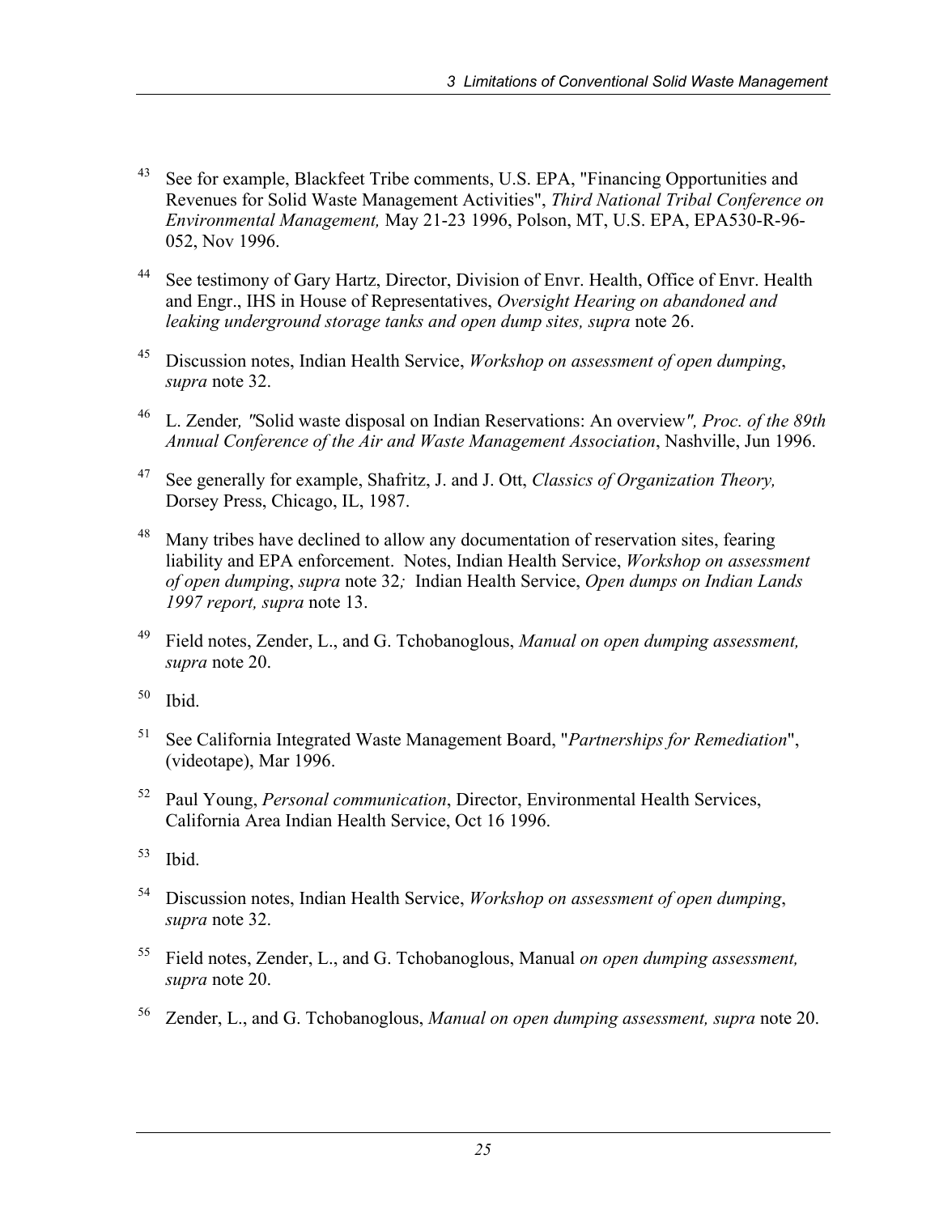[43] See for example, Blackfeet Tribe comments, U.S. EPA, "Financing Opportunities and Revenues for Solid Waste Management Activities", *Third National Tribal Conference on Environmental Management,* May 21-23 1996, Polson, MT, U.S. EPA, EPA530-R-96-052, Nov 1996.

[44] See testimony of Gary Hartz, Director, Division of Envr. Health, Office of Envr. Health and Engr., IHS in House of Representatives, *Oversight Hearing on abandoned and leaking underground storage tanks and open dump sites, supra* note 26.

[45] Discussion notes, Indian Health Service, *Workshop on assessment of open dumping*, *supra* note 32.

[46] L. Zender*, "*Solid waste disposal on Indian Reservations: An overview*", Proc. of the 89th Annual Conference of the Air and Waste Management Association*, Nashville, Jun 1996.

[47] See generally for example, Shafritz, J. and J. Ott, *Classics of Organization Theory,* Dorsey Press, Chicago, IL, 1987.

[48] Many tribes have declined to allow any documentation of reservation sites, fearing liability and EPA enforcement. Notes, Indian Health Service, *Workshop on assessment of open dumping*, *supra* note 32*;* Indian Health Service, *Open dumps on Indian Lands 1997 report, supra* note 13.

[49] Field notes, Zender, L., and G. Tchobanoglous, *Manual on open dumping assessment, supra* note 20.

[50] Ibid.

[51] See California Integrated Waste Management Board, "*Partnerships for Remediation*", (videotape), Mar 1996.

[52] Paul Young, *Personal communication*, Director, Environmental Health Services, California Area Indian Health Service, Oct 16 1996.

[53] Ibid.

[54] Discussion notes, Indian Health Service, *Workshop on assessment of open dumping*, *supra* note 32.

[55] Field notes, Zender, L., and G. Tchobanoglous, Manual *on open dumping assessment, supra* note 20.

[56] Zender, L., and G. Tchobanoglous, *Manual on open dumping assessment, supra* note 20.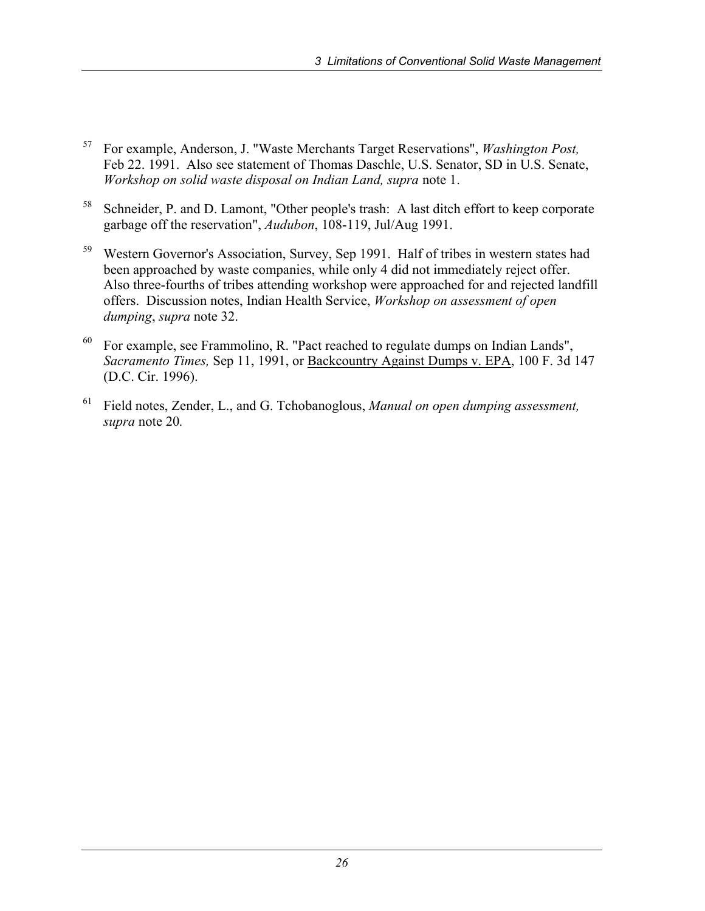[57] For example, Anderson, J. "Waste Merchants Target Reservations", *Washington Post,* Feb 22. 1991. Also see statement of Thomas Daschle, U.S. Senator, SD in U.S. Senate, *Workshop on solid waste disposal on Indian Land, supra* note 1.

[58] Schneider, P. and D. Lamont, "Other people's trash: A last ditch effort to keep corporate garbage off the reservation", *Audubon*, 108-119, Jul/Aug 1991.

[59] Western Governor's Association, Survey, Sep 1991. Half of tribes in western states had been approached by waste companies, while only 4 did not immediately reject offer. Also three-fourths of tribes attending workshop were approached for and rejected landfill offers. Discussion notes, Indian Health Service, *Workshop on assessment of open dumping*, *supra* note 32.

[60] For example, see Frammolino, R. "Pact reached to regulate dumps on Indian Lands", *Sacramento Times,* Sep 11, 1991, or Backcountry Against Dumps v. EPA, 100 F. 3d 147 (D.C. Cir. 1996).

[61] Field notes, Zender, L., and G. Tchobanoglous, *Manual on open dumping assessment, supra* note 20*.*